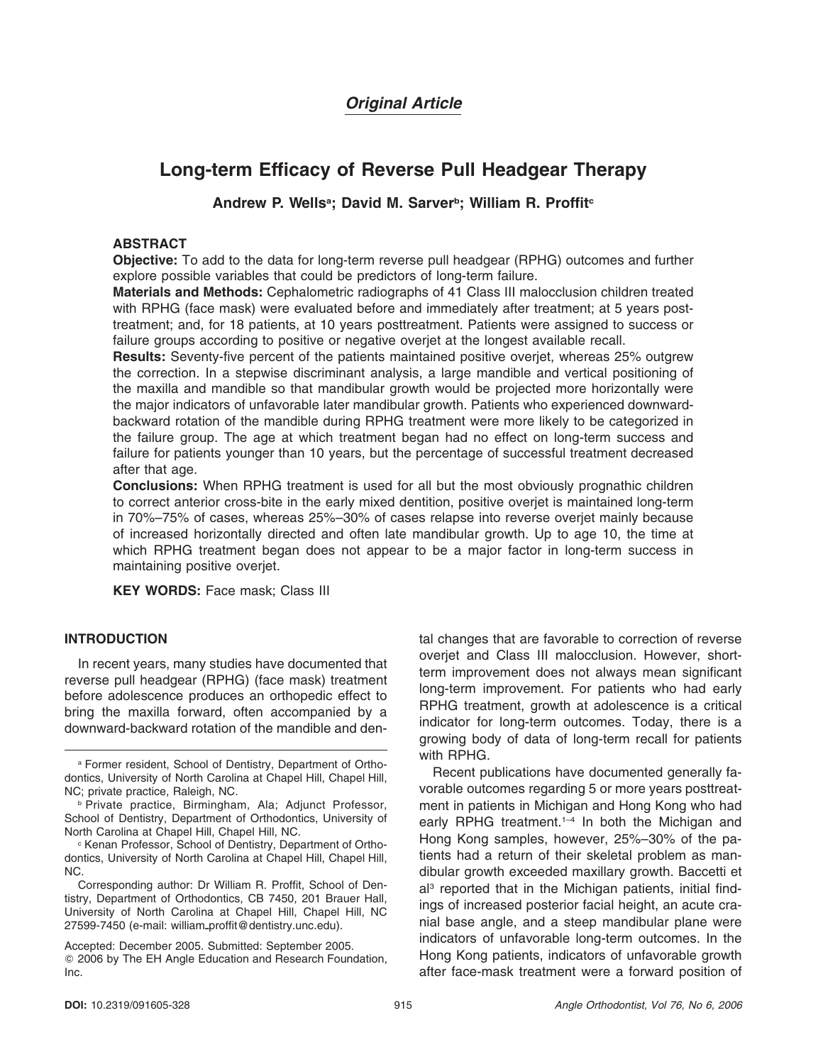*Original Article*

# Long-term Efficacy of Reverse Pull Headgear Therapy

**Andrew P. Wells[a]; David M. Sarver[b]; William R. Proffit[c]**

## ABSTRACT

**Objective:** To add to the data for long-term reverse pull headgear (RPHG) outcomes and further explore possible variables that could be predictors of long-term failure.

**Materials and Methods:** Cephalometric radiographs of 41 Class III malocclusion children treated with RPHG (face mask) were evaluated before and immediately after treatment; at 5 years posttreatment; and, for 18 patients, at 10 years posttreatment. Patients were assigned to success or failure groups according to positive or negative overjet at the longest available recall.

**Results:** Seventy-five percent of the patients maintained positive overjet, whereas 25% outgrew the correction. In a stepwise discriminant analysis, a large mandible and vertical positioning of the maxilla and mandible so that mandibular growth would be projected more horizontally were the major indicators of unfavorable later mandibular growth. Patients who experienced downward-backward rotation of the mandible during RPHG treatment were more likely to be categorized in the failure group. The age at which treatment began had no effect on long-term success and failure for patients younger than 10 years, but the percentage of successful treatment decreased after that age.

**Conclusions:** When RPHG treatment is used for all but the most obviously prognathic children to correct anterior cross-bite in the early mixed dentition, positive overjet is maintained long-term in 70%–75% of cases, whereas 25%–30% of cases relapse into reverse overjet mainly because of increased horizontally directed and often late mandibular growth. Up to age 10, the time at which RPHG treatment began does not appear to be a major factor in long-term success in maintaining positive overjet.

**KEY WORDS:** Face mask; Class III

## INTRODUCTION

In recent years, many studies have documented that reverse pull headgear (RPHG) (face mask) treatment before adolescence produces an orthopedic effect to bring the maxilla forward, often accompanied by a downward-backward rotation of the mandible and dental changes that are favorable to correction of reverse overjet and Class III malocclusion. However, short-term improvement does not always mean significant long-term improvement. For patients who had early RPHG treatment, growth at adolescence is a critical indicator for long-term outcomes. Today, there is a growing body of data of long-term recall for patients with RPHG.

Recent publications have documented generally favorable outcomes regarding 5 or more years posttreatment in patients in Michigan and Hong Kong who had early RPHG treatment.[1–4] In both the Michigan and Hong Kong samples, however, 25%–30% of the patients had a return of their skeletal problem as mandibular growth exceeded maxillary growth. Baccetti et al[3] reported that in the Michigan patients, initial findings of increased posterior facial height, an acute cranial base angle, and a steep mandibular plane were indicators of unfavorable long-term outcomes. In the Hong Kong patients, indicators of unfavorable growth after face-mask treatment were a forward position of

---

[a] Former resident, School of Dentistry, Department of Orthodontics, University of North Carolina at Chapel Hill, Chapel Hill, NC; private practice, Raleigh, NC.

[b] Private practice, Birmingham, Ala; Adjunct Professor, School of Dentistry, Department of Orthodontics, University of North Carolina at Chapel Hill, Chapel Hill, NC.

[c] Kenan Professor, School of Dentistry, Department of Orthodontics, University of North Carolina at Chapel Hill, Chapel Hill, NC.

Corresponding author: Dr William R. Proffit, School of Dentistry, Department of Orthodontics, CB 7450, 201 Brauer Hall, University of North Carolina at Chapel Hill, Chapel Hill, NC 27599-7450 (e-mail: william_proffit@dentistry.unc.edu).

Accepted: December 2005. Submitted: September 2005.

© 2006 by The EH Angle Education and Research Foundation, Inc.

DOI: 10.2319/091605-328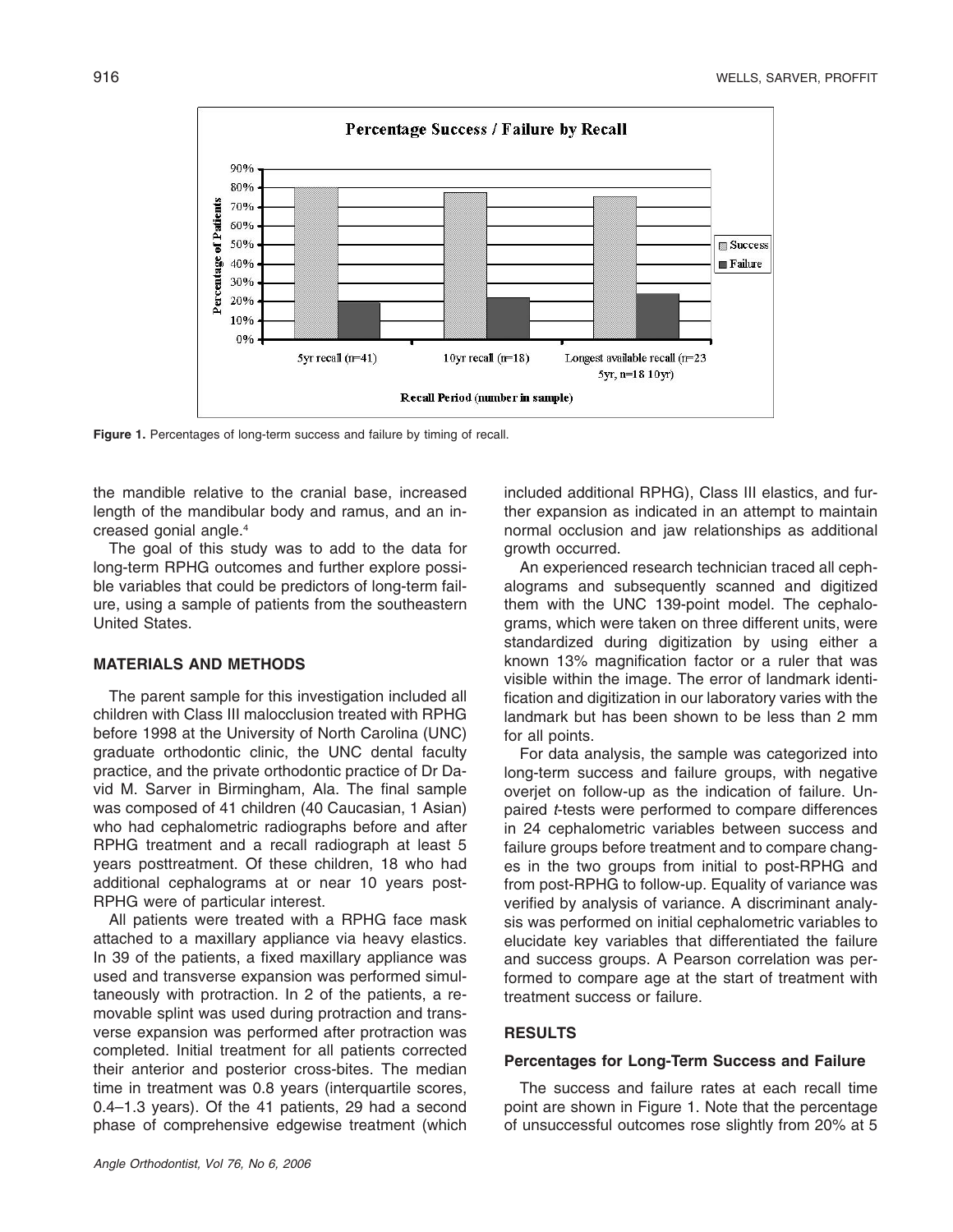**Figure 1.** Percentages of long-term success and failure by timing of recall.

the mandible relative to the cranial base, increased length of the mandibular body and ramus, and an increased gonial angle.[4]

The goal of this study was to add to the data for long-term RPHG outcomes and further explore possible variables that could be predictors of long-term failure, using a sample of patients from the southeastern United States.

## MATERIALS AND METHODS

The parent sample for this investigation included all children with Class III malocclusion treated with RPHG before 1998 at the University of North Carolina (UNC) graduate orthodontic clinic, the UNC dental faculty practice, and the private orthodontic practice of Dr David M. Sarver in Birmingham, Ala. The final sample was composed of 41 children (40 Caucasian, 1 Asian) who had cephalometric radiographs before and after RPHG treatment and a recall radiograph at least 5 years posttreatment. Of these children, 18 who had additional cephalograms at or near 10 years post-RPHG were of particular interest.

All patients were treated with a RPHG face mask attached to a maxillary appliance via heavy elastics. In 39 of the patients, a fixed maxillary appliance was used and transverse expansion was performed simultaneously with protraction. In 2 of the patients, a removable splint was used during protraction and transverse expansion was performed after protraction was completed. Initial treatment for all patients corrected their anterior and posterior cross-bites. The median time in treatment was 0.8 years (interquartile scores, 0.4–1.3 years). Of the 41 patients, 29 had a second phase of comprehensive edgewise treatment (which included additional RPHG), Class III elastics, and further expansion as indicated in an attempt to maintain normal occlusion and jaw relationships as additional growth occurred.

An experienced research technician traced all cephalograms and subsequently scanned and digitized them with the UNC 139-point model. The cephalograms, which were taken on three different units, were standardized during digitization by using either a known 13% magnification factor or a ruler that was visible within the image. The error of landmark identification and digitization in our laboratory varies with the landmark but has been shown to be less than 2 mm for all points.

For data analysis, the sample was categorized into long-term success and failure groups, with negative overjet on follow-up as the indication of failure. Unpaired *t*-tests were performed to compare differences in 24 cephalometric variables between success and failure groups before treatment and to compare changes in the two groups from initial to post-RPHG and from post-RPHG to follow-up. Equality of variance was verified by analysis of variance. A discriminant analysis was performed on initial cephalometric variables to elucidate key variables that differentiated the failure and success groups. A Pearson correlation was performed to compare age at the start of treatment with treatment success or failure.

## RESULTS

### Percentages for Long-Term Success and Failure

The success and failure rates at each recall time point are shown in Figure 1. Note that the percentage of unsuccessful outcomes rose slightly from 20% at 5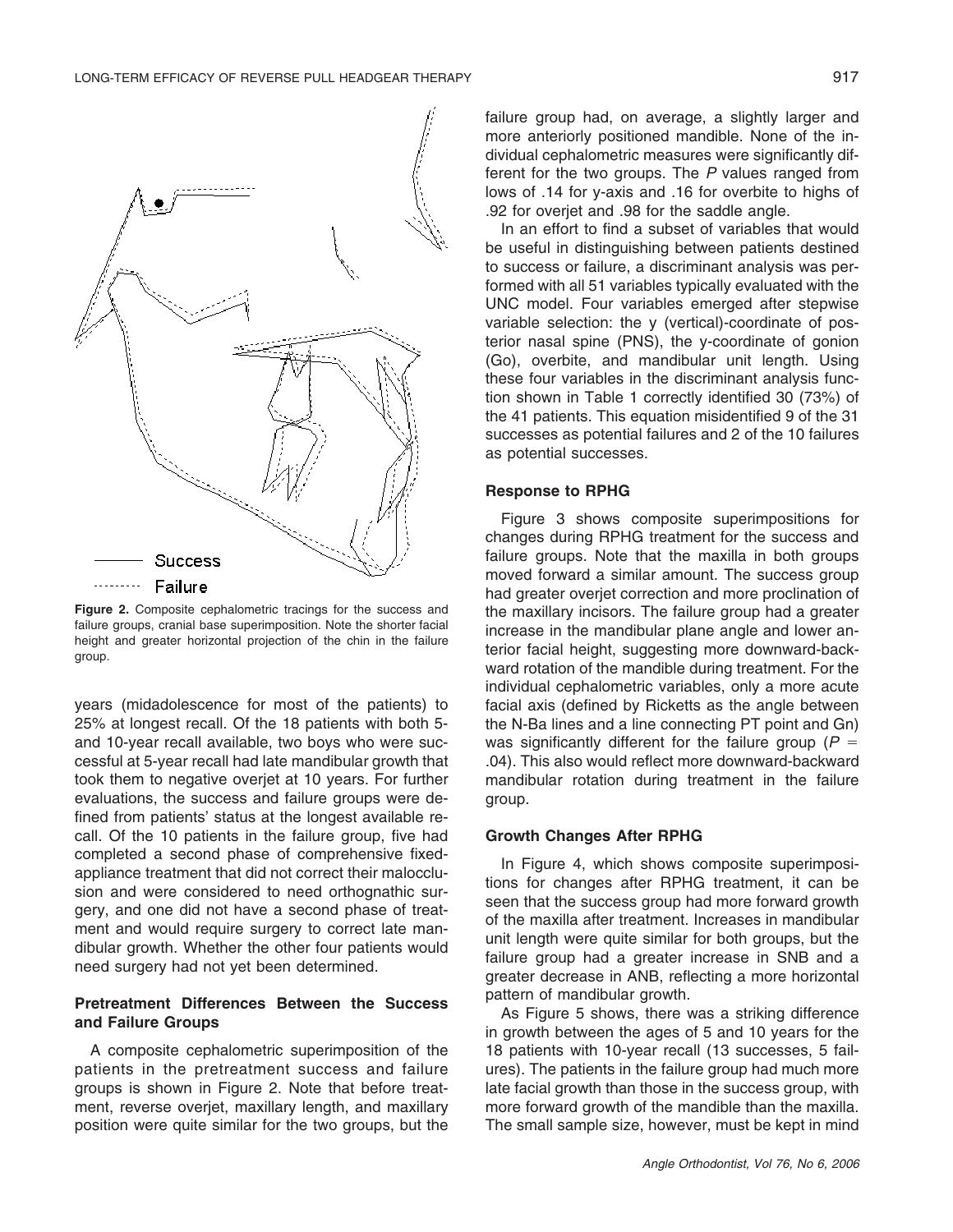Success

Failure

**Figure 2.** Composite cephalometric tracings for the success and failure groups, cranial base superimposition. Note the shorter facial height and greater horizontal projection of the chin in the failure group.

years (midadolescence for most of the patients) to 25% at longest recall. Of the 18 patients with both 5- and 10-year recall available, two boys who were successful at 5-year recall had late mandibular growth that took them to negative overjet at 10 years. For further evaluations, the success and failure groups were defined from patients' status at the longest available recall. Of the 10 patients in the failure group, five had completed a second phase of comprehensive fixed-appliance treatment that did not correct their malocclusion and were considered to need orthognathic surgery, and one did not have a second phase of treatment and would require surgery to correct late mandibular growth. Whether the other four patients would need surgery had not yet been determined.

### Pretreatment Differences Between the Success and Failure Groups

A composite cephalometric superimposition of the patients in the pretreatment success and failure groups is shown in Figure 2. Note that before treatment, reverse overjet, maxillary length, and maxillary position were quite similar for the two groups, but the failure group had, on average, a slightly larger and more anteriorly positioned mandible. None of the individual cephalometric measures were significantly different for the two groups. The *P* values ranged from lows of .14 for y-axis and .16 for overbite to highs of .92 for overjet and .98 for the saddle angle.

In an effort to find a subset of variables that would be useful in distinguishing between patients destined to success or failure, a discriminant analysis was performed with all 51 variables typically evaluated with the UNC model. Four variables emerged after stepwise variable selection: the y (vertical)-coordinate of posterior nasal spine (PNS), the y-coordinate of gonion (Go), overbite, and mandibular unit length. Using these four variables in the discriminant analysis function shown in Table 1 correctly identified 30 (73%) of the 41 patients. This equation misidentified 9 of the 31 successes as potential failures and 2 of the 10 failures as potential successes.

### Response to RPHG

Figure 3 shows composite superimpositions for changes during RPHG treatment for the success and failure groups. Note that the maxilla in both groups moved forward a similar amount. The success group had greater overjet correction and more proclination of the maxillary incisors. The failure group had a greater increase in the mandibular plane angle and lower anterior facial height, suggesting more downward-backward rotation of the mandible during treatment. For the individual cephalometric variables, only a more acute facial axis (defined by Ricketts as the angle between the N-Ba lines and a line connecting PT point and Gn) was significantly different for the failure group ($P = .04$). This also would reflect more downward-backward mandibular rotation during treatment in the failure group.

### Growth Changes After RPHG

In Figure 4, which shows composite superimpositions for changes after RPHG treatment, it can be seen that the success group had more forward growth of the maxilla after treatment. Increases in mandibular unit length were quite similar for both groups, but the failure group had a greater increase in SNB and a greater decrease in ANB, reflecting a more horizontal pattern of mandibular growth.

As Figure 5 shows, there was a striking difference in growth between the ages of 5 and 10 years for the 18 patients with 10-year recall (13 successes, 5 failures). The patients in the failure group had much more late facial growth than those in the success group, with more forward growth of the mandible than the maxilla. The small sample size, however, must be kept in mind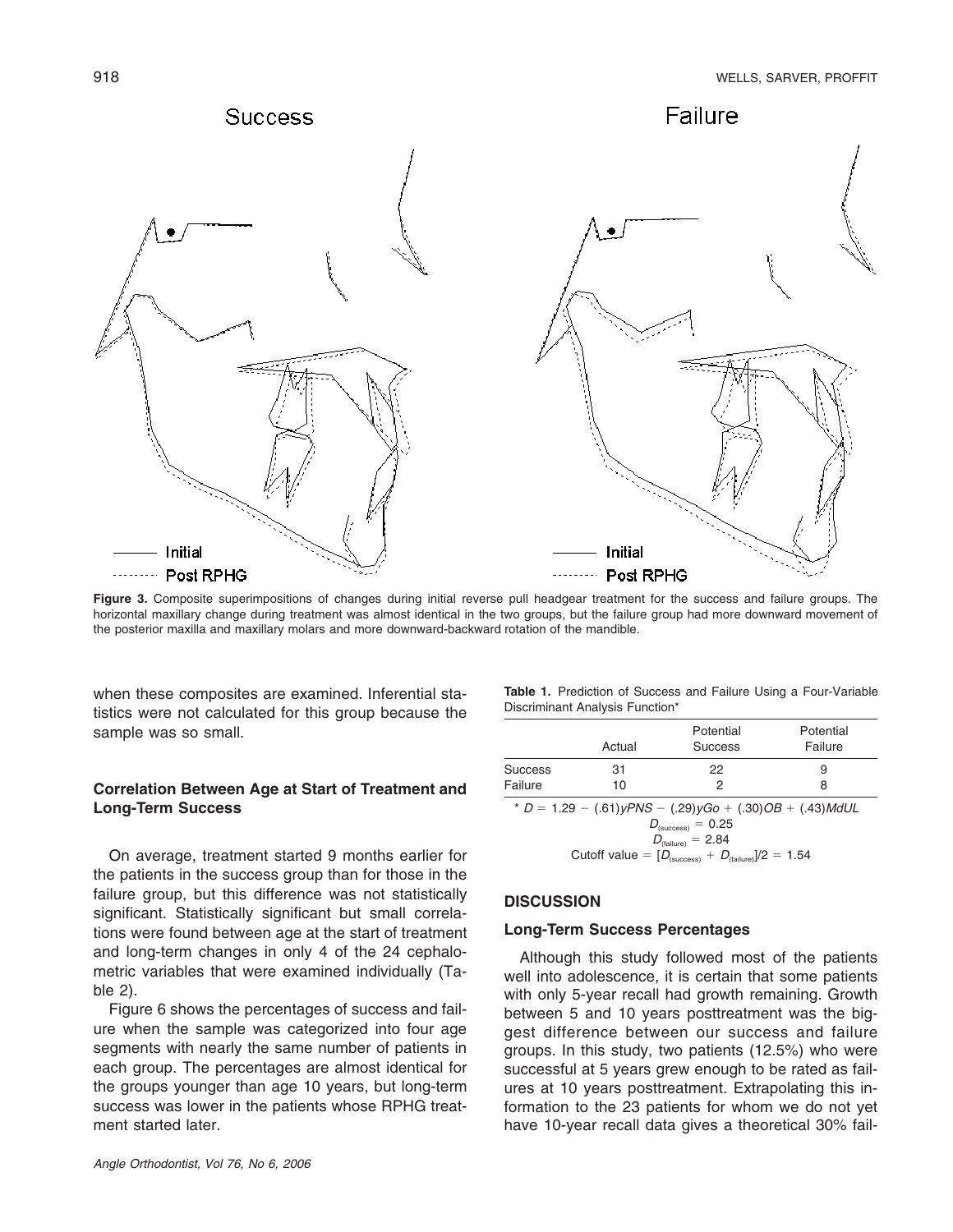Figure 3. Composite superimpositions of changes during initial reverse pull headgear treatment for the success and failure groups. The horizontal maxillary change during treatment was almost identical in the two groups, but the failure group had more downward movement of the posterior maxilla and maxillary molars and more downward-backward rotation of the mandible.

when these composites are examined. Inferential statistics were not calculated for this group because the sample was so small.

### Correlation Between Age at Start of Treatment and Long-Term Success

On average, treatment started 9 months earlier for the patients in the success group than for those in the failure group, but this difference was not statistically significant. Statistically significant but small correlations were found between age at the start of treatment and long-term changes in only 4 of the 24 cephalometric variables that were examined individually (Table 2).

Figure 6 shows the percentages of success and failure when the sample was categorized into four age segments with nearly the same number of patients in each group. The percentages are almost identical for the groups younger than age 10 years, but long-term success was lower in the patients whose RPHG treatment started later.

**Table 1.** Prediction of Success and Failure Using a Four-Variable Discriminant Analysis Function*

| | Actual | Potential Success | Potential Failure |
|---|---|---|---|
| Success | 31 | 22 | 9 |
| Failure | 10 | 2 | 8 |

* $D = 1.29 - (.61)yPNS - (.29)yGo + (.30)OB + (.43)MdUL$

$D_{(\text{success})} = 0.25$

$D_{(\text{failure})} = 2.84$

Cutoff value $= [D_{(\text{success})} + D_{(\text{failure})}]/2 = 1.54$

## DISCUSSION

### Long-Term Success Percentages

Although this study followed most of the patients well into adolescence, it is certain that some patients with only 5-year recall had growth remaining. Growth between 5 and 10 years posttreatment was the biggest difference between our success and failure groups. In this study, two patients (12.5%) who were successful at 5 years grew enough to be rated as failures at 10 years posttreatment. Extrapolating this information to the 23 patients for whom we do not yet have 10-year recall data gives a theoretical 30% fail-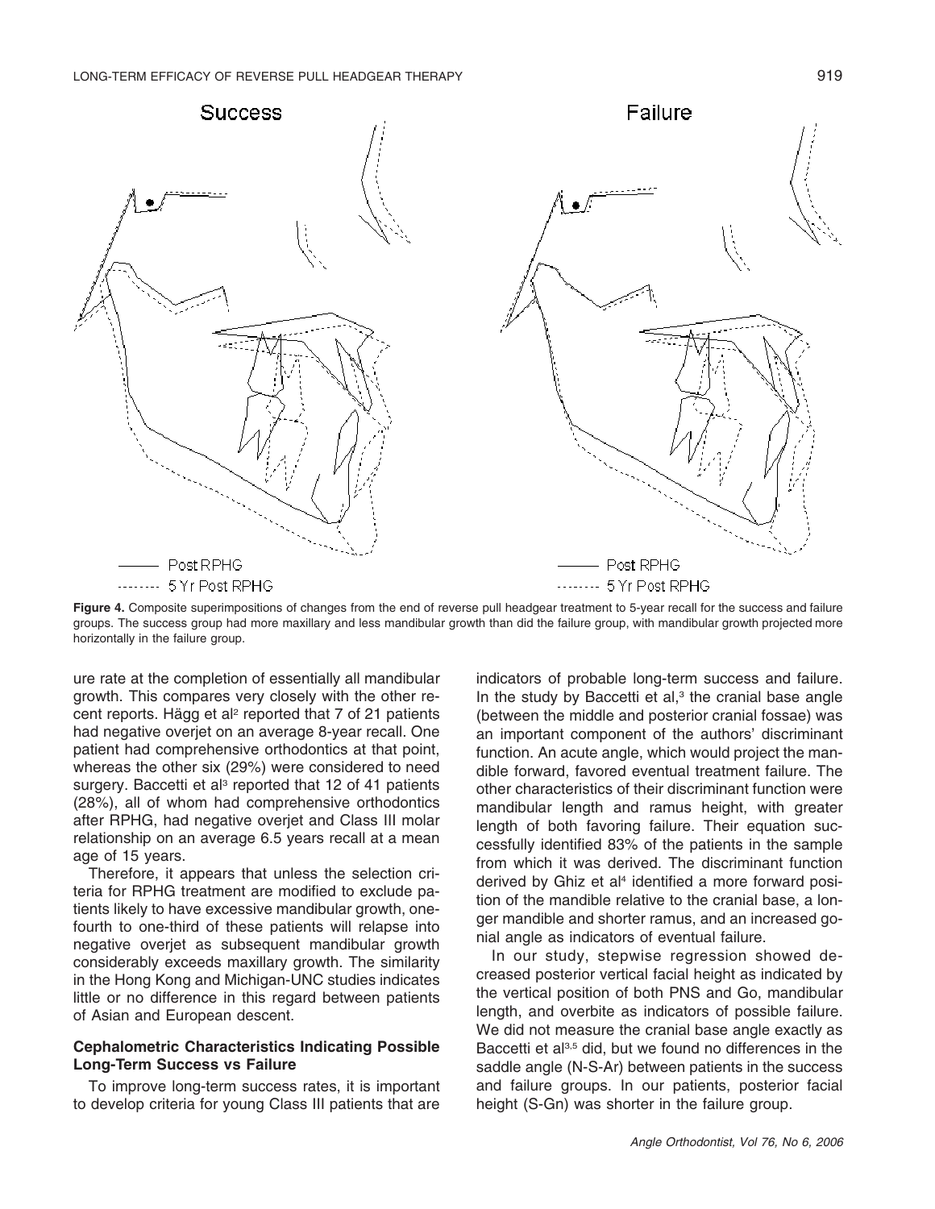**Figure 4.** Composite superimpositions of changes from the end of reverse pull headgear treatment to 5-year recall for the success and failure groups. The success group had more maxillary and less mandibular growth than did the failure group, with mandibular growth projected more horizontally in the failure group.

ure rate at the completion of essentially all mandibular growth. This compares very closely with the other recent reports. Hägg et al[2] reported that 7 of 21 patients had negative overjet on an average 8-year recall. One patient had comprehensive orthodontics at that point, whereas the other six (29%) were considered to need surgery. Baccetti et al[3] reported that 12 of 41 patients (28%), all of whom had comprehensive orthodontics after RPHG, had negative overjet and Class III molar relationship on an average 6.5 years recall at a mean age of 15 years.

Therefore, it appears that unless the selection criteria for RPHG treatment are modified to exclude patients likely to have excessive mandibular growth, one-fourth to one-third of these patients will relapse into negative overjet as subsequent mandibular growth considerably exceeds maxillary growth. The similarity in the Hong Kong and Michigan-UNC studies indicates little or no difference in this regard between patients of Asian and European descent.

### Cephalometric Characteristics Indicating Possible Long-Term Success vs Failure

To improve long-term success rates, it is important to develop criteria for young Class III patients that are indicators of probable long-term success and failure. In the study by Baccetti et al,[3] the cranial base angle (between the middle and posterior cranial fossae) was an important component of the authors' discriminant function. An acute angle, which would project the mandible forward, favored eventual treatment failure. The other characteristics of their discriminant function were mandibular length and ramus height, with greater length of both favoring failure. Their equation successfully identified 83% of the patients in the sample from which it was derived. The discriminant function derived by Ghiz et al[4] identified a more forward position of the mandible relative to the cranial base, a longer mandible and shorter ramus, and an increased gonial angle as indicators of eventual failure.

In our study, stepwise regression showed decreased posterior vertical facial height as indicated by the vertical position of both PNS and Go, mandibular length, and overbite as indicators of possible failure. We did not measure the cranial base angle exactly as Baccetti et al[3,5] did, but we found no differences in the saddle angle (N-S-Ar) between patients in the success and failure groups. In our patients, posterior facial height (S-Gn) was shorter in the failure group.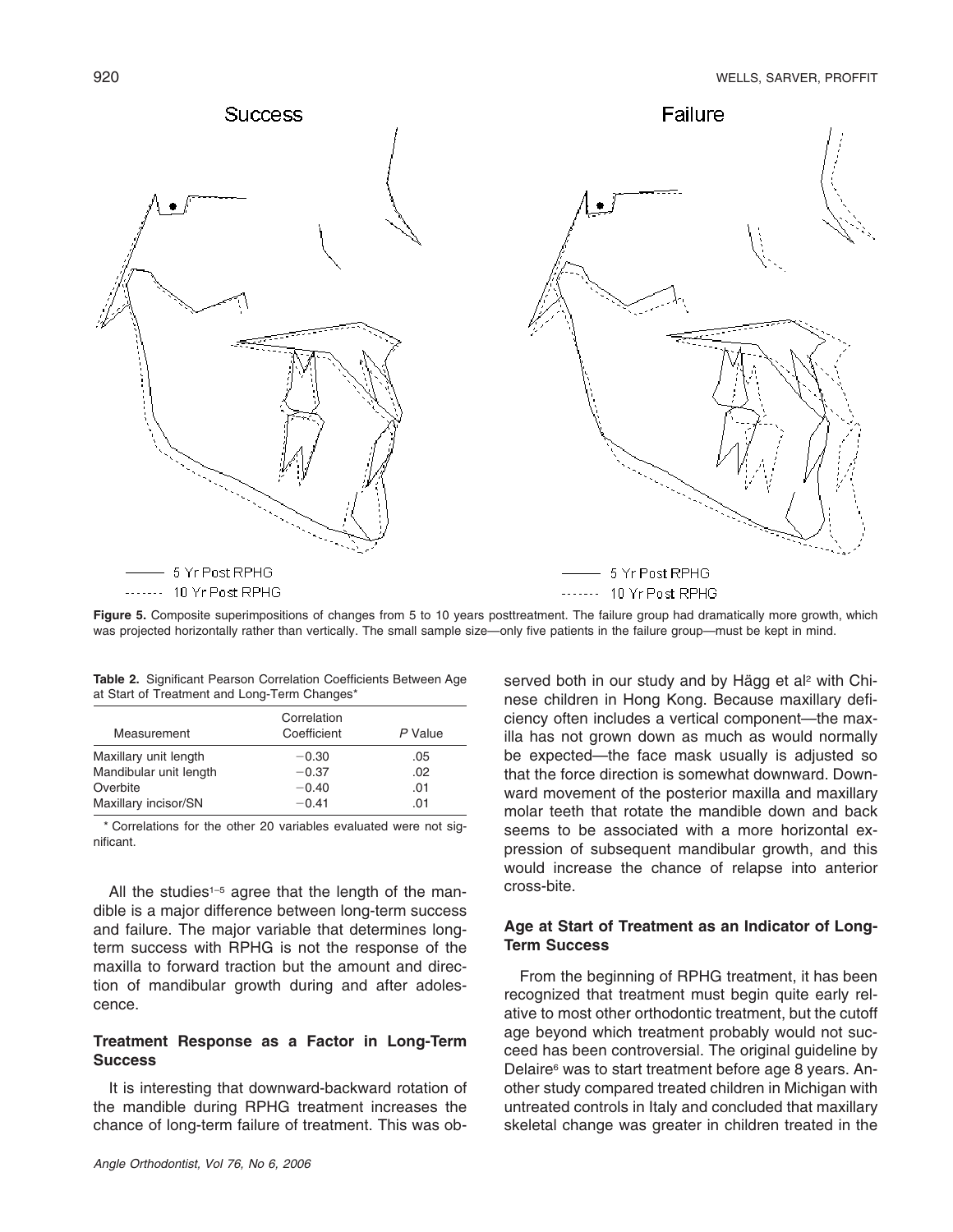Figure 5. Composite superimpositions of changes from 5 to 10 years posttreatment. The failure group had dramatically more growth, which was projected horizontally rather than vertically. The small sample size—only five patients in the failure group—must be kept in mind.

**Table 2.** Significant Pearson Correlation Coefficients Between Age at Start of Treatment and Long-Term Changes*

| Measurement | Correlation Coefficient | *P* Value |
|---|---|---|
| Maxillary unit length | −0.30 | .05 |
| Mandibular unit length | −0.37 | .02 |
| Overbite | −0.40 | .01 |
| Maxillary incisor/SN | −0.41 | .01 |

\* Correlations for the other 20 variables evaluated were not significant.

All the studies[1–5] agree that the length of the mandible is a major difference between long-term success and failure. The major variable that determines long-term success with RPHG is not the response of the maxilla to forward traction but the amount and direction of mandibular growth during and after adolescence.

### Treatment Response as a Factor in Long-Term Success

It is interesting that downward-backward rotation of the mandible during RPHG treatment increases the chance of long-term failure of treatment. This was observed both in our study and by Hägg et al[2] with Chinese children in Hong Kong. Because maxillary deficiency often includes a vertical component—the maxilla has not grown down as much as would normally be expected—the face mask usually is adjusted so that the force direction is somewhat downward. Downward movement of the posterior maxilla and maxillary molar teeth that rotate the mandible down and back seems to be associated with a more horizontal expression of subsequent mandibular growth, and this would increase the chance of relapse into anterior cross-bite.

### Age at Start of Treatment as an Indicator of Long-Term Success

From the beginning of RPHG treatment, it has been recognized that treatment must begin quite early relative to most other orthodontic treatment, but the cutoff age beyond which treatment probably would not succeed has been controversial. The original guideline by Delaire[6] was to start treatment before age 8 years. Another study compared treated children in Michigan with untreated controls in Italy and concluded that maxillary skeletal change was greater in children treated in the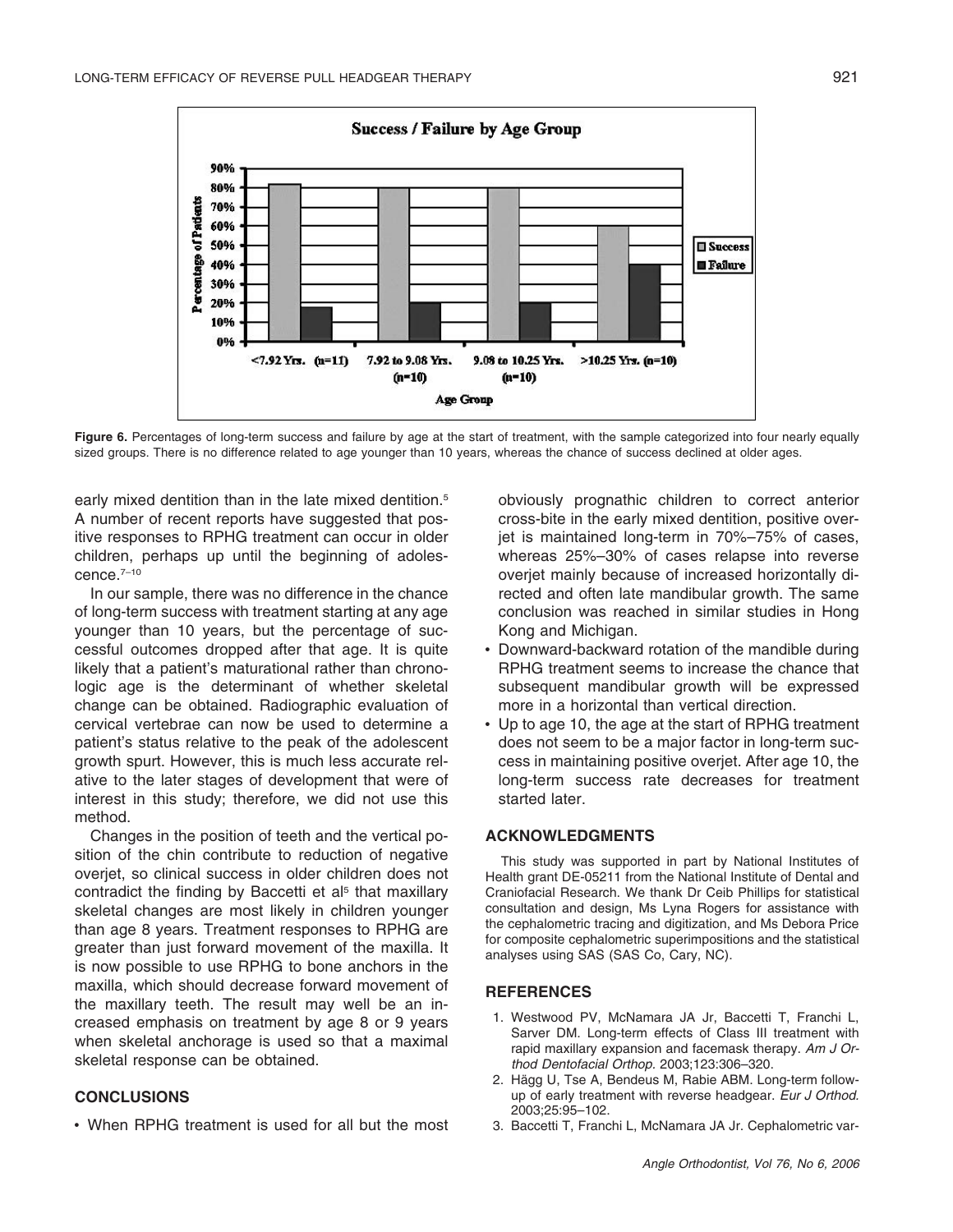**Figure 6.** Percentages of long-term success and failure by age at the start of treatment, with the sample categorized into four nearly equally sized groups. There is no difference related to age younger than 10 years, whereas the chance of success declined at older ages.

early mixed dentition than in the late mixed dentition.[5] A number of recent reports have suggested that positive responses to RPHG treatment can occur in older children, perhaps up until the beginning of adolescence.[7–10]

In our sample, there was no difference in the chance of long-term success with treatment starting at any age younger than 10 years, but the percentage of successful outcomes dropped after that age. It is quite likely that a patient's maturational rather than chronologic age is the determinant of whether skeletal change can be obtained. Radiographic evaluation of cervical vertebrae can now be used to determine a patient's status relative to the peak of the adolescent growth spurt. However, this is much less accurate relative to the later stages of development that were of interest in this study; therefore, we did not use this method.

Changes in the position of teeth and the vertical position of the chin contribute to reduction of negative overjet, so clinical success in older children does not contradict the finding by Baccetti et al[5] that maxillary skeletal changes are most likely in children younger than age 8 years. Treatment responses to RPHG are greater than just forward movement of the maxilla. It is now possible to use RPHG to bone anchors in the maxilla, which should decrease forward movement of the maxillary teeth. The result may well be an increased emphasis on treatment by age 8 or 9 years when skeletal anchorage is used so that a maximal skeletal response can be obtained.

## CONCLUSIONS

- When RPHG treatment is used for all but the most obviously prognathic children to correct anterior cross-bite in the early mixed dentition, positive overjet is maintained long-term in 70%–75% of cases, whereas 25%–30% of cases relapse into reverse overjet mainly because of increased horizontally directed and often late mandibular growth. The same conclusion was reached in similar studies in Hong Kong and Michigan.
- Downward-backward rotation of the mandible during RPHG treatment seems to increase the chance that subsequent mandibular growth will be expressed more in a horizontal than vertical direction.
- Up to age 10, the age at the start of RPHG treatment does not seem to be a major factor in long-term success in maintaining positive overjet. After age 10, the long-term success rate decreases for treatment started later.

## ACKNOWLEDGMENTS

This study was supported in part by National Institutes of Health grant DE-05211 from the National Institute of Dental and Craniofacial Research. We thank Dr Ceib Phillips for statistical consultation and design, Ms Lyna Rogers for assistance with the cephalometric tracing and digitization, and Ms Debora Price for composite cephalometric superimpositions and the statistical analyses using SAS (SAS Co, Cary, NC).

## REFERENCES

1. Westwood PV, McNamara JA Jr, Baccetti T, Franchi L, Sarver DM. Long-term effects of Class III treatment with rapid maxillary expansion and facemask therapy. *Am J Orthod Dentofacial Orthop.* 2003;123:306–320.
2. Hägg U, Tse A, Bendeus M, Rabie ABM. Long-term follow-up of early treatment with reverse headgear. *Eur J Orthod.* 2003;25:95–102.
3. Baccetti T, Franchi L, McNamara JA Jr. Cephalometric var-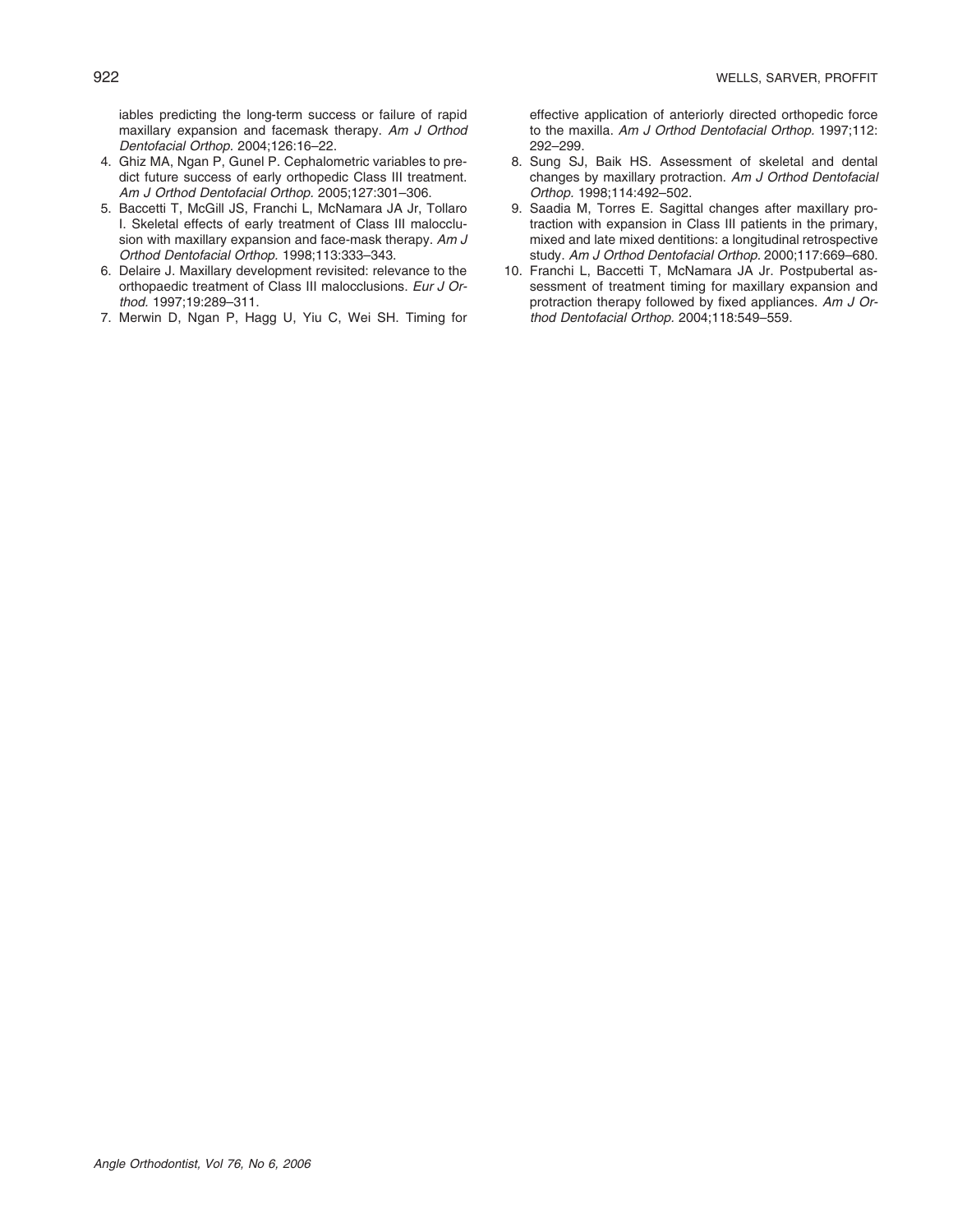iables predicting the long-term success or failure of rapid maxillary expansion and facemask therapy. *Am J Orthod Dentofacial Orthop.* 2004;126:16–22.

4. Ghiz MA, Ngan P, Gunel P. Cephalometric variables to predict future success of early orthopedic Class III treatment. *Am J Orthod Dentofacial Orthop.* 2005;127:301–306.
5. Baccetti T, McGill JS, Franchi L, McNamara JA Jr, Tollaro I. Skeletal effects of early treatment of Class III malocclusion with maxillary expansion and face-mask therapy. *Am J Orthod Dentofacial Orthop.* 1998;113:333–343.
6. Delaire J. Maxillary development revisited: relevance to the orthopaedic treatment of Class III malocclusions. *Eur J Orthod.* 1997;19:289–311.
7. Merwin D, Ngan P, Hagg U, Yiu C, Wei SH. Timing for effective application of anteriorly directed orthopedic force to the maxilla. *Am J Orthod Dentofacial Orthop.* 1997;112: 292–299.
8. Sung SJ, Baik HS. Assessment of skeletal and dental changes by maxillary protraction. *Am J Orthod Dentofacial Orthop.* 1998;114:492–502.
9. Saadia M, Torres E. Sagittal changes after maxillary protraction with expansion in Class III patients in the primary, mixed and late mixed dentitions: a longitudinal retrospective study. *Am J Orthod Dentofacial Orthop.* 2000;117:669–680.
10. Franchi L, Baccetti T, McNamara JA Jr. Postpubertal assessment of treatment timing for maxillary expansion and protraction therapy followed by fixed appliances. *Am J Orthod Dentofacial Orthop.* 2004;118:549–559.